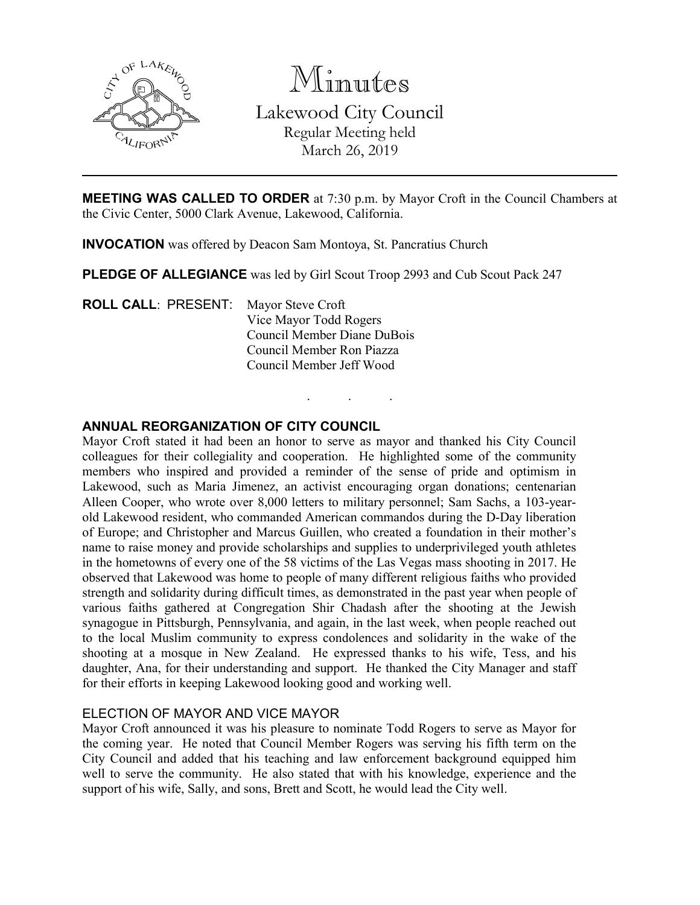# Minutes

## Lakewood City Council

Regular Meeting held
March 26, 2019

---

**MEETING WAS CALLED TO ORDER** at 7:30 p.m. by Mayor Croft in the Council Chambers at the Civic Center, 5000 Clark Avenue, Lakewood, California.

**INVOCATION** was offered by Deacon Sam Montoya, St. Pancratius Church

**PLEDGE OF ALLEGIANCE** was led by Girl Scout Troop 2993 and Cub Scout Pack 247

**ROLL CALL**: PRESENT: Mayor Steve Croft
Vice Mayor Todd Rogers
Council Member Diane DuBois
Council Member Ron Piazza
Council Member Jeff Wood

. . .

**ANNUAL REORGANIZATION OF CITY COUNCIL**

Mayor Croft stated it had been an honor to serve as mayor and thanked his City Council colleagues for their collegiality and cooperation. He highlighted some of the community members who inspired and provided a reminder of the sense of pride and optimism in Lakewood, such as Maria Jimenez, an activist encouraging organ donations; centenarian Alleen Cooper, who wrote over 8,000 letters to military personnel; Sam Sachs, a 103-year-old Lakewood resident, who commanded American commandos during the D-Day liberation of Europe; and Christopher and Marcus Guillen, who created a foundation in their mother's name to raise money and provide scholarships and supplies to underprivileged youth athletes in the hometowns of every one of the 58 victims of the Las Vegas mass shooting in 2017. He observed that Lakewood was home to people of many different religious faiths who provided strength and solidarity during difficult times, as demonstrated in the past year when people of various faiths gathered at Congregation Shir Chadash after the shooting at the Jewish synagogue in Pittsburgh, Pennsylvania, and again, in the last week, when people reached out to the local Muslim community to express condolences and solidarity in the wake of the shooting at a mosque in New Zealand. He expressed thanks to his wife, Tess, and his daughter, Ana, for their understanding and support. He thanked the City Manager and staff for their efforts in keeping Lakewood looking good and working well.

ELECTION OF MAYOR AND VICE MAYOR

Mayor Croft announced it was his pleasure to nominate Todd Rogers to serve as Mayor for the coming year. He noted that Council Member Rogers was serving his fifth term on the City Council and added that his teaching and law enforcement background equipped him well to serve the community. He also stated that with his knowledge, experience and the support of his wife, Sally, and sons, Brett and Scott, he would lead the City well.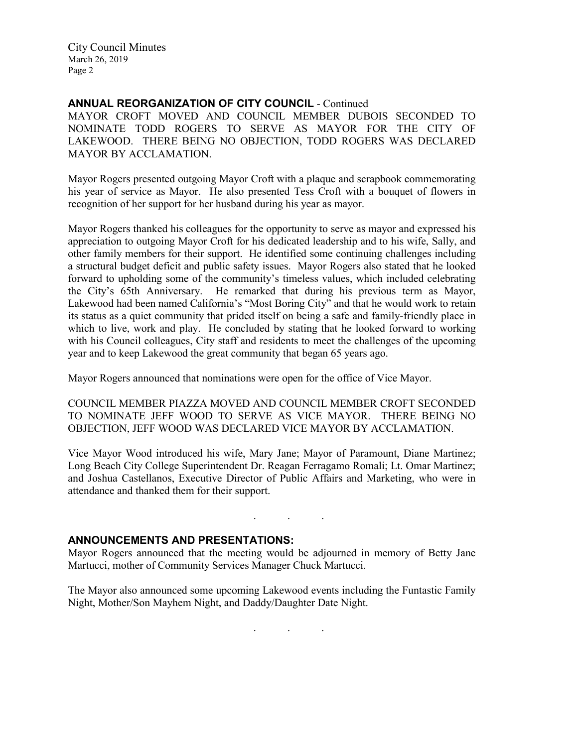## ANNUAL REORGANIZATION OF CITY COUNCIL - Continued

MAYOR CROFT MOVED AND COUNCIL MEMBER DUBOIS SECONDED TO NOMINATE TODD ROGERS TO SERVE AS MAYOR FOR THE CITY OF LAKEWOOD. THERE BEING NO OBJECTION, TODD ROGERS WAS DECLARED MAYOR BY ACCLAMATION.

Mayor Rogers presented outgoing Mayor Croft with a plaque and scrapbook commemorating his year of service as Mayor. He also presented Tess Croft with a bouquet of flowers in recognition of her support for her husband during his year as mayor.

Mayor Rogers thanked his colleagues for the opportunity to serve as mayor and expressed his appreciation to outgoing Mayor Croft for his dedicated leadership and to his wife, Sally, and other family members for their support. He identified some continuing challenges including a structural budget deficit and public safety issues. Mayor Rogers also stated that he looked forward to upholding some of the community's timeless values, which included celebrating the City's 65th Anniversary. He remarked that during his previous term as Mayor, Lakewood had been named California's "Most Boring City" and that he would work to retain its status as a quiet community that prided itself on being a safe and family-friendly place in which to live, work and play. He concluded by stating that he looked forward to working with his Council colleagues, City staff and residents to meet the challenges of the upcoming year and to keep Lakewood the great community that began 65 years ago.

Mayor Rogers announced that nominations were open for the office of Vice Mayor.

COUNCIL MEMBER PIAZZA MOVED AND COUNCIL MEMBER CROFT SECONDED TO NOMINATE JEFF WOOD TO SERVE AS VICE MAYOR. THERE BEING NO OBJECTION, JEFF WOOD WAS DECLARED VICE MAYOR BY ACCLAMATION.

Vice Mayor Wood introduced his wife, Mary Jane; Mayor of Paramount, Diane Martinez; Long Beach City College Superintendent Dr. Reagan Ferragamo Romali; Lt. Omar Martinez; and Joshua Castellanos, Executive Director of Public Affairs and Marketing, who were in attendance and thanked them for their support.

. . .

## ANNOUNCEMENTS AND PRESENTATIONS:

Mayor Rogers announced that the meeting would be adjourned in memory of Betty Jane Martucci, mother of Community Services Manager Chuck Martucci.

The Mayor also announced some upcoming Lakewood events including the Funtastic Family Night, Mother/Son Mayhem Night, and Daddy/Daughter Date Night.

. . .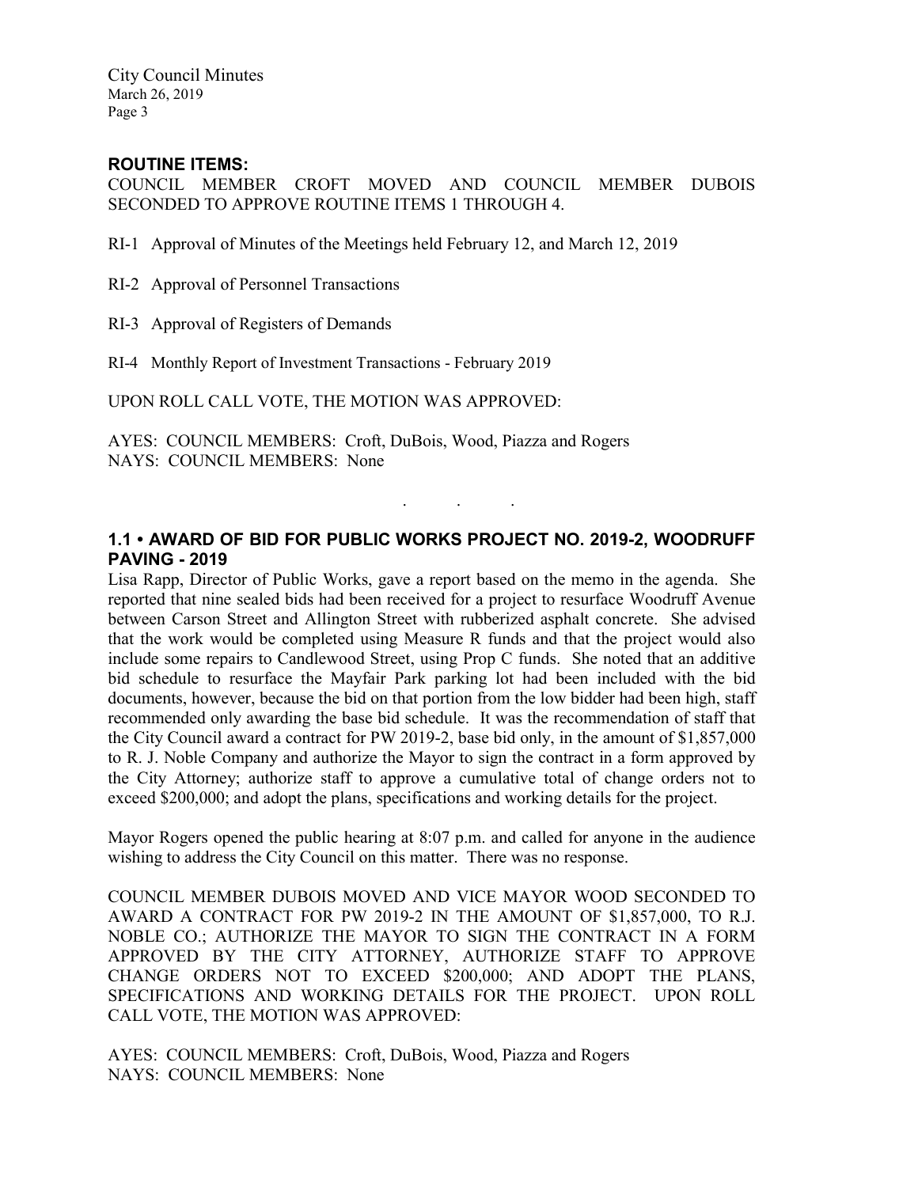## ROUTINE ITEMS:

COUNCIL MEMBER CROFT MOVED AND COUNCIL MEMBER DUBOIS SECONDED TO APPROVE ROUTINE ITEMS 1 THROUGH 4.

RI-1 Approval of Minutes of the Meetings held February 12, and March 12, 2019

RI-2 Approval of Personnel Transactions

RI-3 Approval of Registers of Demands

RI-4 Monthly Report of Investment Transactions - February 2019

UPON ROLL CALL VOTE, THE MOTION WAS APPROVED:

AYES: COUNCIL MEMBERS: Croft, DuBois, Wood, Piazza and Rogers
NAYS: COUNCIL MEMBERS: None

. . .

## 1.1 • AWARD OF BID FOR PUBLIC WORKS PROJECT NO. 2019-2, WOODRUFF PAVING - 2019

Lisa Rapp, Director of Public Works, gave a report based on the memo in the agenda. She reported that nine sealed bids had been received for a project to resurface Woodruff Avenue between Carson Street and Allington Street with rubberized asphalt concrete. She advised that the work would be completed using Measure R funds and that the project would also include some repairs to Candlewood Street, using Prop C funds. She noted that an additive bid schedule to resurface the Mayfair Park parking lot had been included with the bid documents, however, because the bid on that portion from the low bidder had been high, staff recommended only awarding the base bid schedule. It was the recommendation of staff that the City Council award a contract for PW 2019-2, base bid only, in the amount of $1,857,000 to R. J. Noble Company and authorize the Mayor to sign the contract in a form approved by the City Attorney; authorize staff to approve a cumulative total of change orders not to exceed $200,000; and adopt the plans, specifications and working details for the project.

Mayor Rogers opened the public hearing at 8:07 p.m. and called for anyone in the audience wishing to address the City Council on this matter. There was no response.

COUNCIL MEMBER DUBOIS MOVED AND VICE MAYOR WOOD SECONDED TO AWARD A CONTRACT FOR PW 2019-2 IN THE AMOUNT OF $1,857,000, TO R.J. NOBLE CO.; AUTHORIZE THE MAYOR TO SIGN THE CONTRACT IN A FORM APPROVED BY THE CITY ATTORNEY, AUTHORIZE STAFF TO APPROVE CHANGE ORDERS NOT TO EXCEED $200,000; AND ADOPT THE PLANS, SPECIFICATIONS AND WORKING DETAILS FOR THE PROJECT. UPON ROLL CALL VOTE, THE MOTION WAS APPROVED:

AYES: COUNCIL MEMBERS: Croft, DuBois, Wood, Piazza and Rogers
NAYS: COUNCIL MEMBERS: None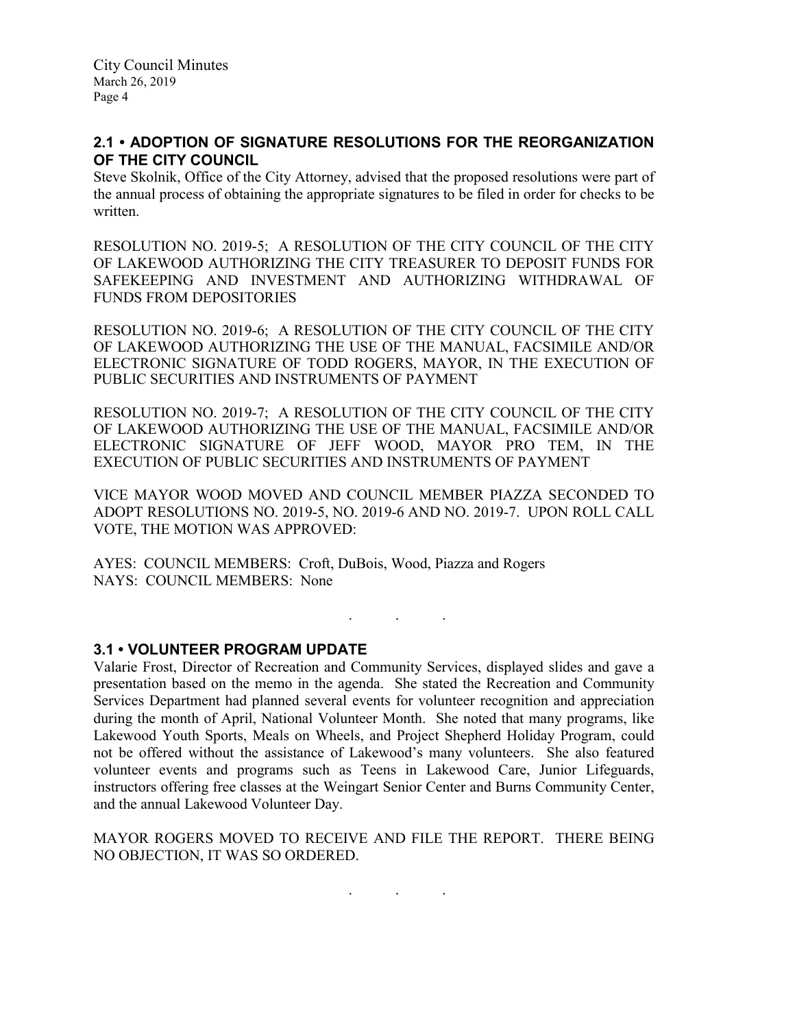## 2.1 • ADOPTION OF SIGNATURE RESOLUTIONS FOR THE REORGANIZATION OF THE CITY COUNCIL

Steve Skolnik, Office of the City Attorney, advised that the proposed resolutions were part of the annual process of obtaining the appropriate signatures to be filed in order for checks to be written.

RESOLUTION NO. 2019-5; A RESOLUTION OF THE CITY COUNCIL OF THE CITY OF LAKEWOOD AUTHORIZING THE CITY TREASURER TO DEPOSIT FUNDS FOR SAFEKEEPING AND INVESTMENT AND AUTHORIZING WITHDRAWAL OF FUNDS FROM DEPOSITORIES

RESOLUTION NO. 2019-6; A RESOLUTION OF THE CITY COUNCIL OF THE CITY OF LAKEWOOD AUTHORIZING THE USE OF THE MANUAL, FACSIMILE AND/OR ELECTRONIC SIGNATURE OF TODD ROGERS, MAYOR, IN THE EXECUTION OF PUBLIC SECURITIES AND INSTRUMENTS OF PAYMENT

RESOLUTION NO. 2019-7; A RESOLUTION OF THE CITY COUNCIL OF THE CITY OF LAKEWOOD AUTHORIZING THE USE OF THE MANUAL, FACSIMILE AND/OR ELECTRONIC SIGNATURE OF JEFF WOOD, MAYOR PRO TEM, IN THE EXECUTION OF PUBLIC SECURITIES AND INSTRUMENTS OF PAYMENT

VICE MAYOR WOOD MOVED AND COUNCIL MEMBER PIAZZA SECONDED TO ADOPT RESOLUTIONS NO. 2019-5, NO. 2019-6 AND NO. 2019-7. UPON ROLL CALL VOTE, THE MOTION WAS APPROVED:

AYES: COUNCIL MEMBERS: Croft, DuBois, Wood, Piazza and Rogers
NAYS: COUNCIL MEMBERS: None

. . .

## 3.1 • VOLUNTEER PROGRAM UPDATE

Valarie Frost, Director of Recreation and Community Services, displayed slides and gave a presentation based on the memo in the agenda. She stated the Recreation and Community Services Department had planned several events for volunteer recognition and appreciation during the month of April, National Volunteer Month. She noted that many programs, like Lakewood Youth Sports, Meals on Wheels, and Project Shepherd Holiday Program, could not be offered without the assistance of Lakewood's many volunteers. She also featured volunteer events and programs such as Teens in Lakewood Care, Junior Lifeguards, instructors offering free classes at the Weingart Senior Center and Burns Community Center, and the annual Lakewood Volunteer Day.

MAYOR ROGERS MOVED TO RECEIVE AND FILE THE REPORT. THERE BEING NO OBJECTION, IT WAS SO ORDERED.

. . .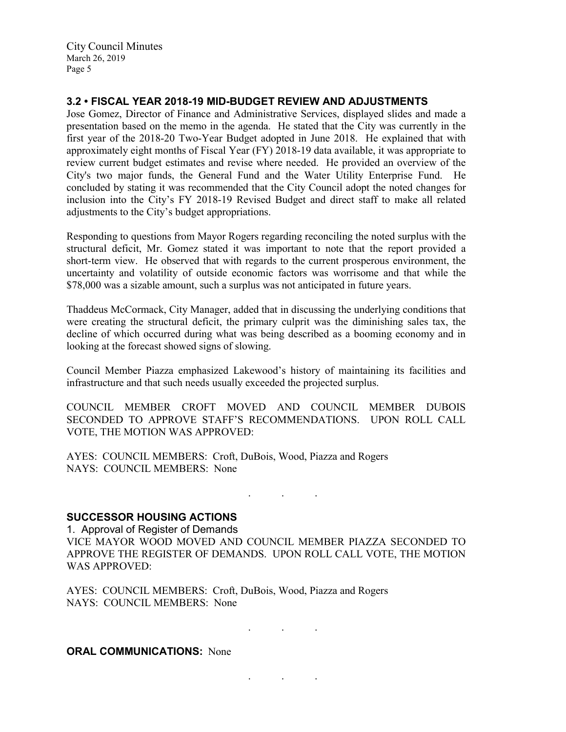## 3.2 • FISCAL YEAR 2018-19 MID-BUDGET REVIEW AND ADJUSTMENTS

Jose Gomez, Director of Finance and Administrative Services, displayed slides and made a presentation based on the memo in the agenda. He stated that the City was currently in the first year of the 2018-20 Two-Year Budget adopted in June 2018. He explained that with approximately eight months of Fiscal Year (FY) 2018-19 data available, it was appropriate to review current budget estimates and revise where needed. He provided an overview of the City's two major funds, the General Fund and the Water Utility Enterprise Fund. He concluded by stating it was recommended that the City Council adopt the noted changes for inclusion into the City's FY 2018-19 Revised Budget and direct staff to make all related adjustments to the City's budget appropriations.

Responding to questions from Mayor Rogers regarding reconciling the noted surplus with the structural deficit, Mr. Gomez stated it was important to note that the report provided a short-term view. He observed that with regards to the current prosperous environment, the uncertainty and volatility of outside economic factors was worrisome and that while the $78,000 was a sizable amount, such a surplus was not anticipated in future years.

Thaddeus McCormack, City Manager, added that in discussing the underlying conditions that were creating the structural deficit, the primary culprit was the diminishing sales tax, the decline of which occurred during what was being described as a booming economy and in looking at the forecast showed signs of slowing.

Council Member Piazza emphasized Lakewood's history of maintaining its facilities and infrastructure and that such needs usually exceeded the projected surplus.

COUNCIL MEMBER CROFT MOVED AND COUNCIL MEMBER DUBOIS SECONDED TO APPROVE STAFF'S RECOMMENDATIONS. UPON ROLL CALL VOTE, THE MOTION WAS APPROVED:

AYES: COUNCIL MEMBERS: Croft, DuBois, Wood, Piazza and Rogers
NAYS: COUNCIL MEMBERS: None

. . .

## SUCCESSOR HOUSING ACTIONS

1. Approval of Register of Demands

VICE MAYOR WOOD MOVED AND COUNCIL MEMBER PIAZZA SECONDED TO APPROVE THE REGISTER OF DEMANDS. UPON ROLL CALL VOTE, THE MOTION WAS APPROVED:

AYES: COUNCIL MEMBERS: Croft, DuBois, Wood, Piazza and Rogers
NAYS: COUNCIL MEMBERS: None

. . .

**ORAL COMMUNICATIONS:** None

. . .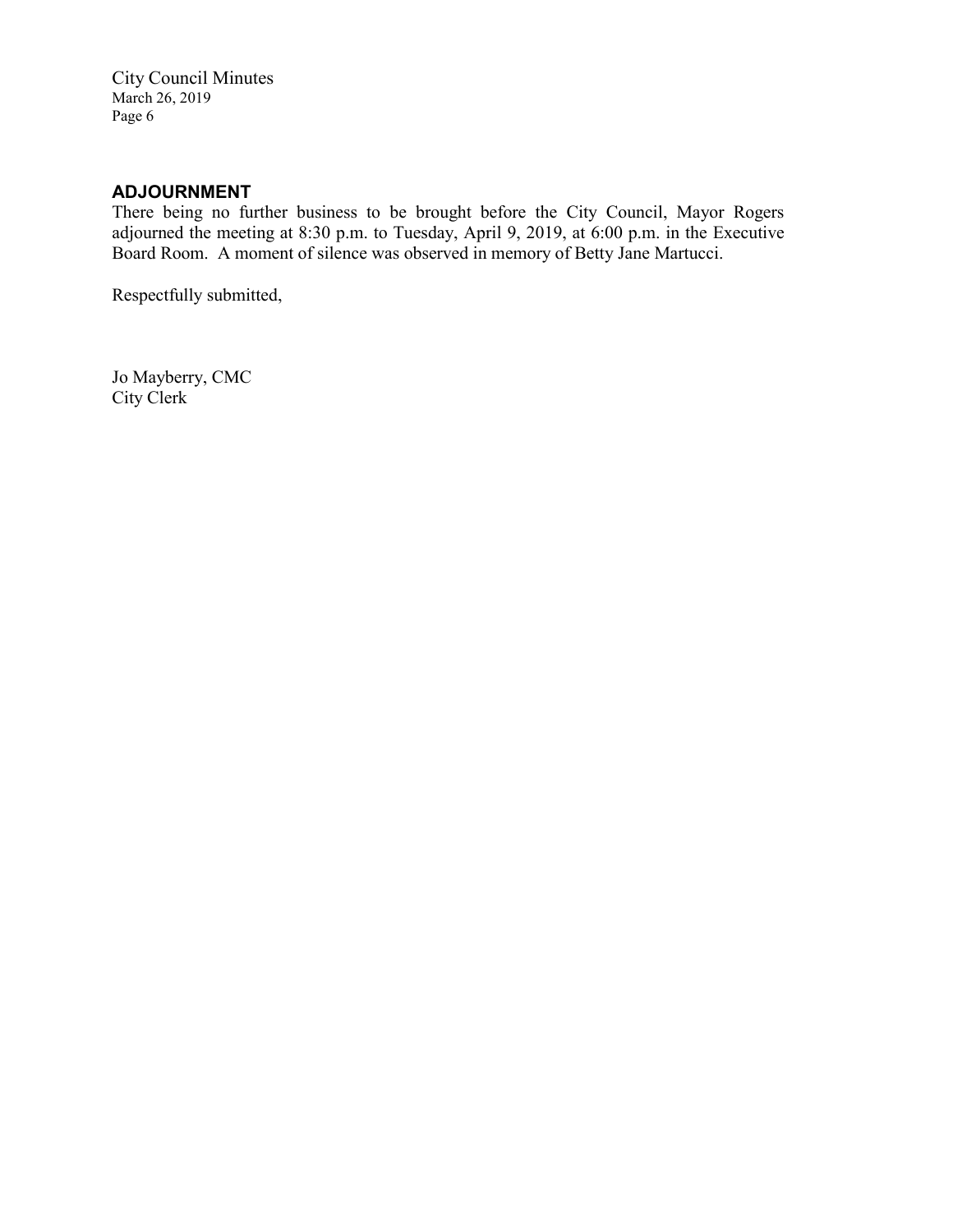## ADJOURNMENT

There being no further business to be brought before the City Council, Mayor Rogers adjourned the meeting at 8:30 p.m. to Tuesday, April 9, 2019, at 6:00 p.m. in the Executive Board Room. A moment of silence was observed in memory of Betty Jane Martucci.

Respectfully submitted,

Jo Mayberry, CMC
City Clerk